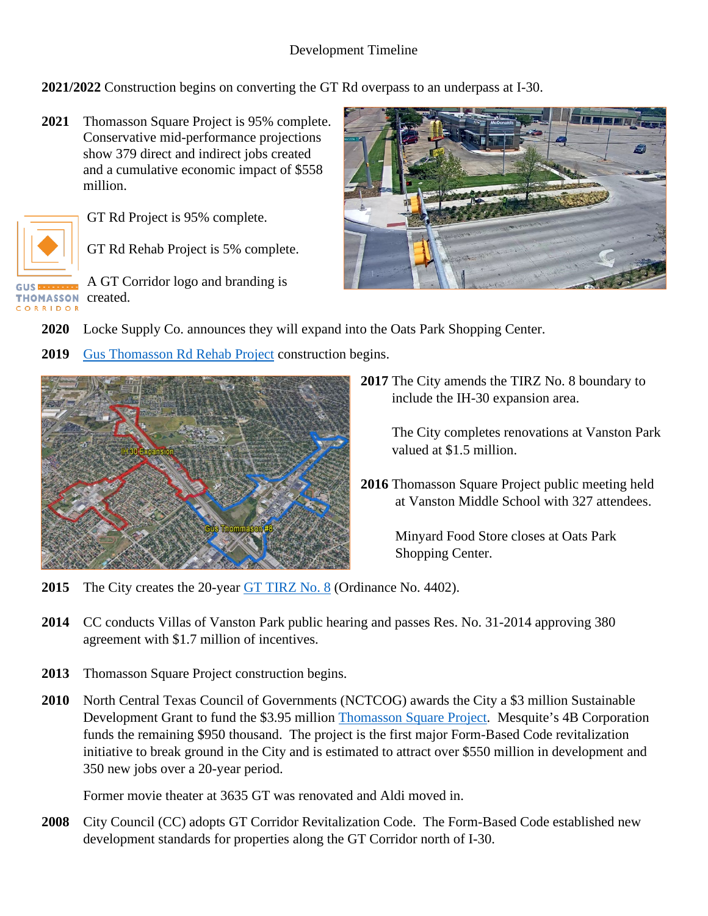Development Timeline

**2021/2022** Construction begins on converting the GT Rd overpass to an underpass at I-30.

**2021** Thomasson Square Project is 95% complete. Conservative mid-performance projections show 379 direct and indirect jobs created and a cumulative economic impact of $558 million.

GT Rd Project is 95% complete.

GT Rd Rehab Project is 5% complete.

A GT Corridor logo and branding is created.

**2020** Locke Supply Co. announces they will expand into the Oats Park Shopping Center.

**2019** Gus Thomasson Rd Rehab Project construction begins.

**2017** The City amends the TIRZ No. 8 boundary to include the IH-30 expansion area.

The City completes renovations at Vanston Park valued at $1.5 million.

**2016** Thomasson Square Project public meeting held at Vanston Middle School with 327 attendees.

Minyard Food Store closes at Oats Park Shopping Center.

**2015** The City creates the 20-year GT TIRZ No. 8 (Ordinance No. 4402).

**2014** CC conducts Villas of Vanston Park public hearing and passes Res. No. 31-2014 approving 380 agreement with $1.7 million of incentives.

**2013** Thomasson Square Project construction begins.

**2010** North Central Texas Council of Governments (NCTCOG) awards the City a $3 million Sustainable Development Grant to fund the $3.95 million Thomasson Square Project. Mesquite's 4B Corporation funds the remaining $950 thousand. The project is the first major Form-Based Code revitalization initiative to break ground in the City and is estimated to attract over $550 million in development and 350 new jobs over a 20-year period.

Former movie theater at 3635 GT was renovated and Aldi moved in.

**2008** City Council (CC) adopts GT Corridor Revitalization Code. The Form-Based Code established new development standards for properties along the GT Corridor north of I-30.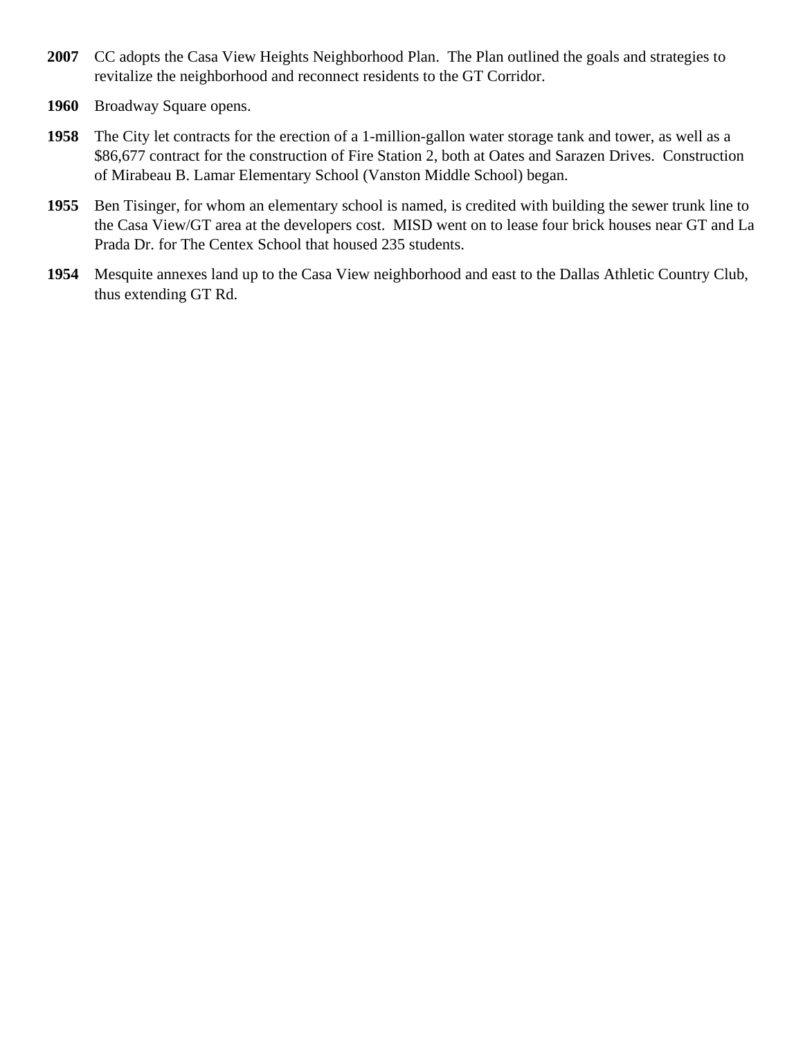**2007** CC adopts the Casa View Heights Neighborhood Plan. The Plan outlined the goals and strategies to revitalize the neighborhood and reconnect residents to the GT Corridor.

**1960** Broadway Square opens.

**1958** The City let contracts for the erection of a 1-million-gallon water storage tank and tower, as well as a $86,677 contract for the construction of Fire Station 2, both at Oates and Sarazen Drives. Construction of Mirabeau B. Lamar Elementary School (Vanston Middle School) began.

**1955** Ben Tisinger, for whom an elementary school is named, is credited with building the sewer trunk line to the Casa View/GT area at the developers cost. MISD went on to lease four brick houses near GT and La Prada Dr. for The Centex School that housed 235 students.

**1954** Mesquite annexes land up to the Casa View neighborhood and east to the Dallas Athletic Country Club, thus extending GT Rd.